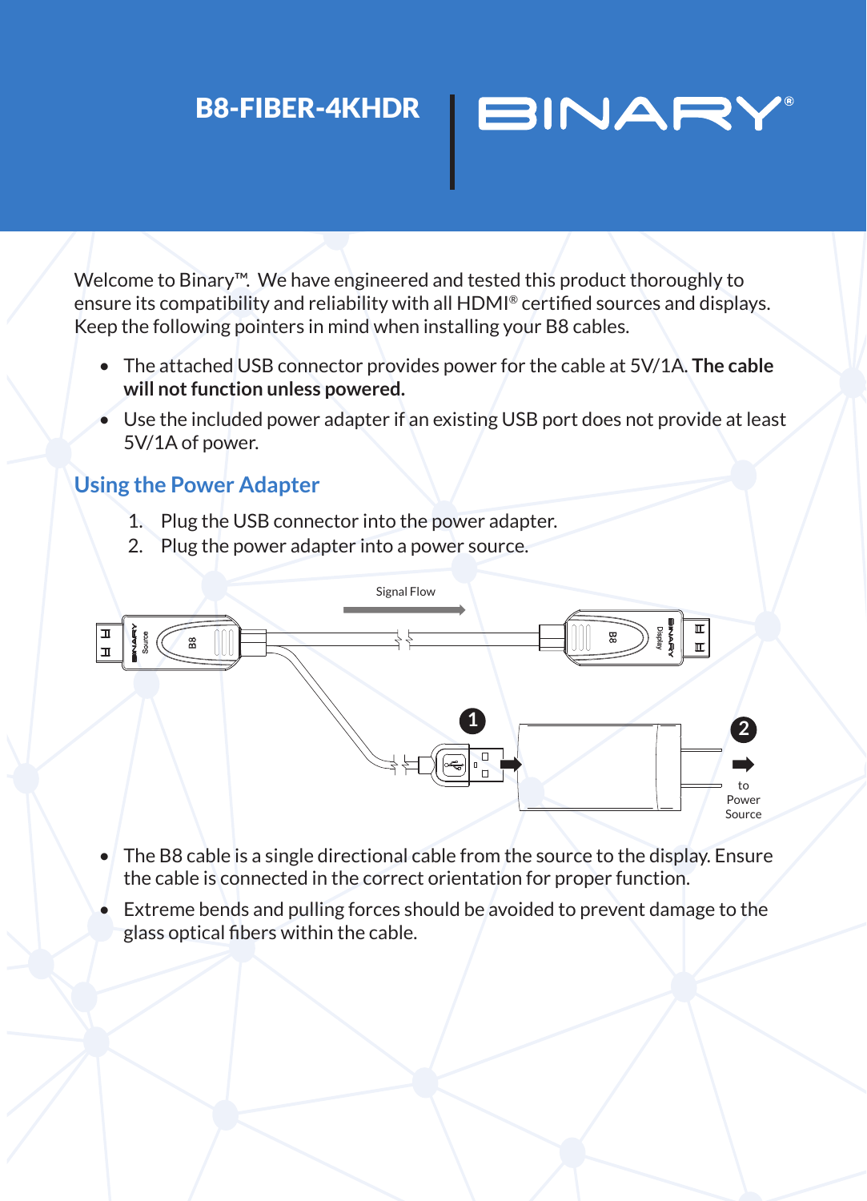# B8-FIBER-4KHDR

BINARY®

Welcome to Binary™. We have engineered and tested this product thoroughly to ensure its compatibility and reliability with all HDMI® certified sources and displays. Keep the following pointers in mind when installing your B8 cables.

- The attached USB connector provides power for the cable at 5V/1A. **The cable will not function unless powered.**
- Use the included power adapter if an existing USB port does not provide at least 5V/1A of power.

## Using the Power Adapter

1. Plug the USB connector into the power adapter.
2. Plug the power adapter into a power source.

Signal Flow

to Power Source

- The B8 cable is a single directional cable from the source to the display. Ensure the cable is connected in the correct orientation for proper function.
- Extreme bends and pulling forces should be avoided to prevent damage to the glass optical fibers within the cable.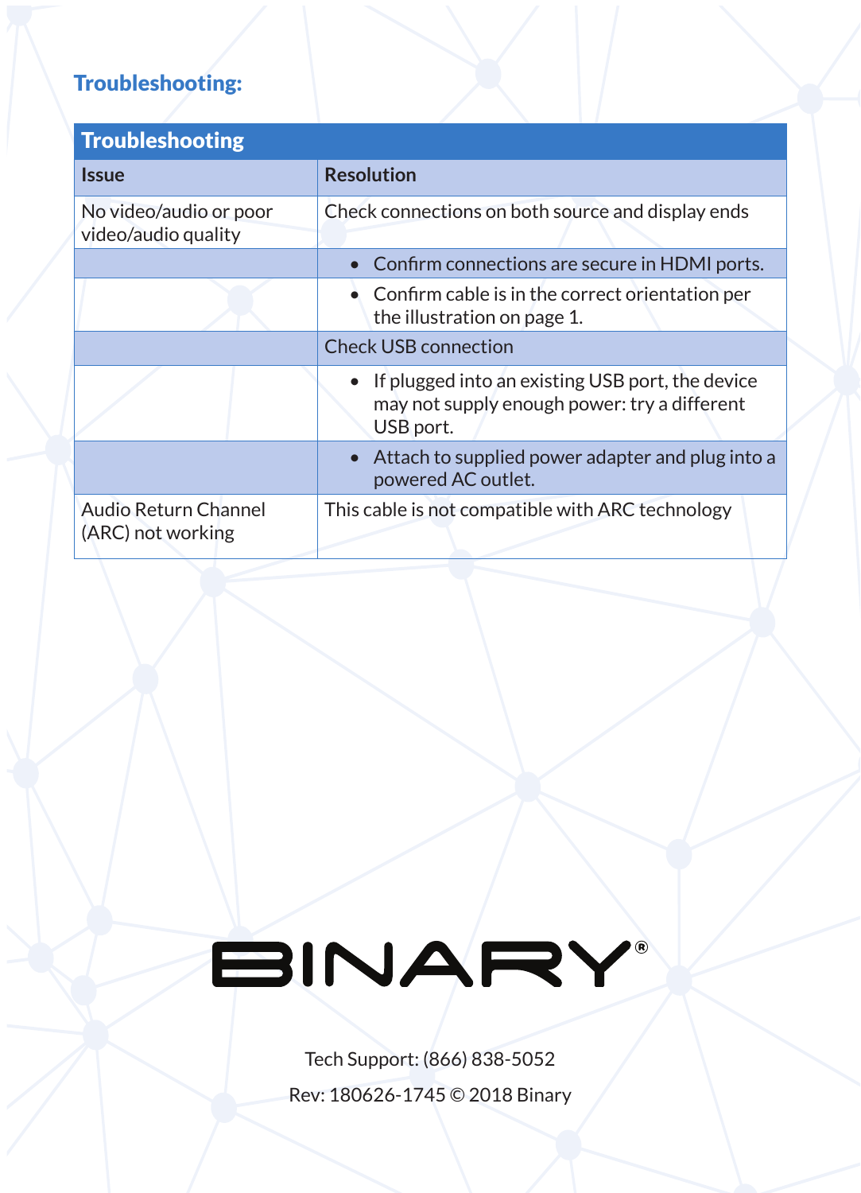## Troubleshooting:

| Troubleshooting | |
|---|---|
| **Issue** | **Resolution** |
| No video/audio or poor video/audio quality | Check connections on both source and display ends |
| | • Confirm connections are secure in HDMI ports. |
| | • Confirm cable is in the correct orientation per the illustration on page 1. |
| | Check USB connection |
| | • If plugged into an existing USB port, the device may not supply enough power: try a different USB port. |
| | • Attach to supplied power adapter and plug into a powered AC outlet. |
| Audio Return Channel (ARC) not working | This cable is not compatible with ARC technology |

BINARY®

Tech Support: (866) 838-5052

Rev: 180626-1745 © 2018 Binary